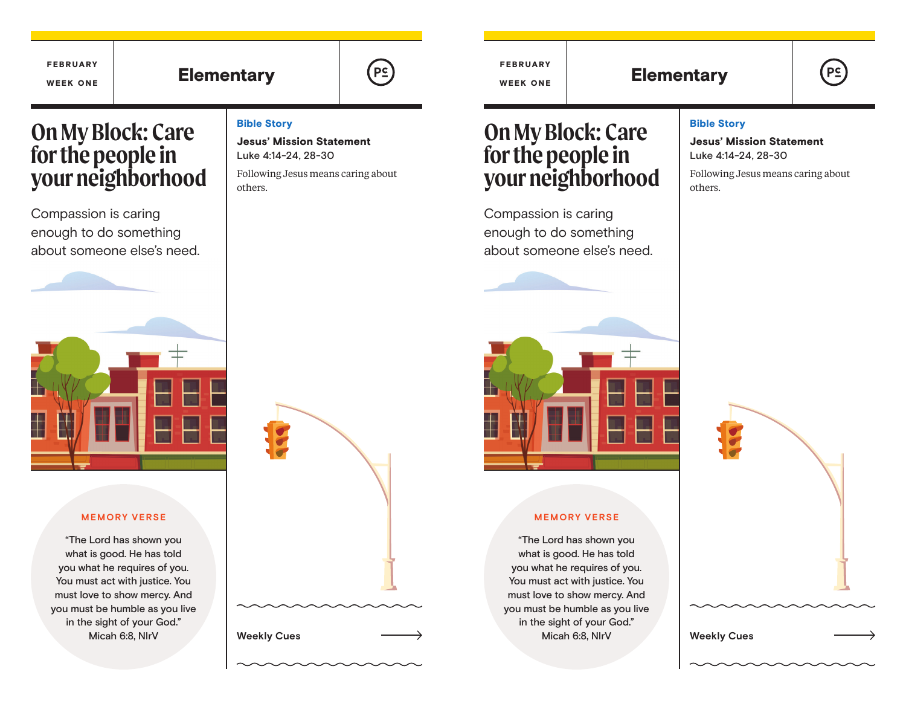FEBRUARY

WEEK ONE

# Elementary

## On My Block: Care for the people in your neighborhood

Compassion is caring enough to do something about someone else's need.

MEMORY VERSE

"The Lord has shown you what is good. He has told you what he requires of you. You must act with justice. You must love to show mercy. And you must be humble as you live in the sight of your God."
Micah 6:8, NIrV

**Bible Story**

**Jesus' Mission Statement**
Luke 4:14-24, 28-30

Following Jesus means caring about others.

**Weekly Cues**

FEBRUARY

WEEK ONE

# Elementary

## On My Block: Care for the people in your neighborhood

Compassion is caring enough to do something about someone else's need.

MEMORY VERSE

"The Lord has shown you what is good. He has told you what he requires of you. You must act with justice. You must love to show mercy. And you must be humble as you live in the sight of your God."
Micah 6:8, NIrV

**Bible Story**

**Jesus' Mission Statement**
Luke 4:14-24, 28-30

Following Jesus means caring about others.

**Weekly Cues**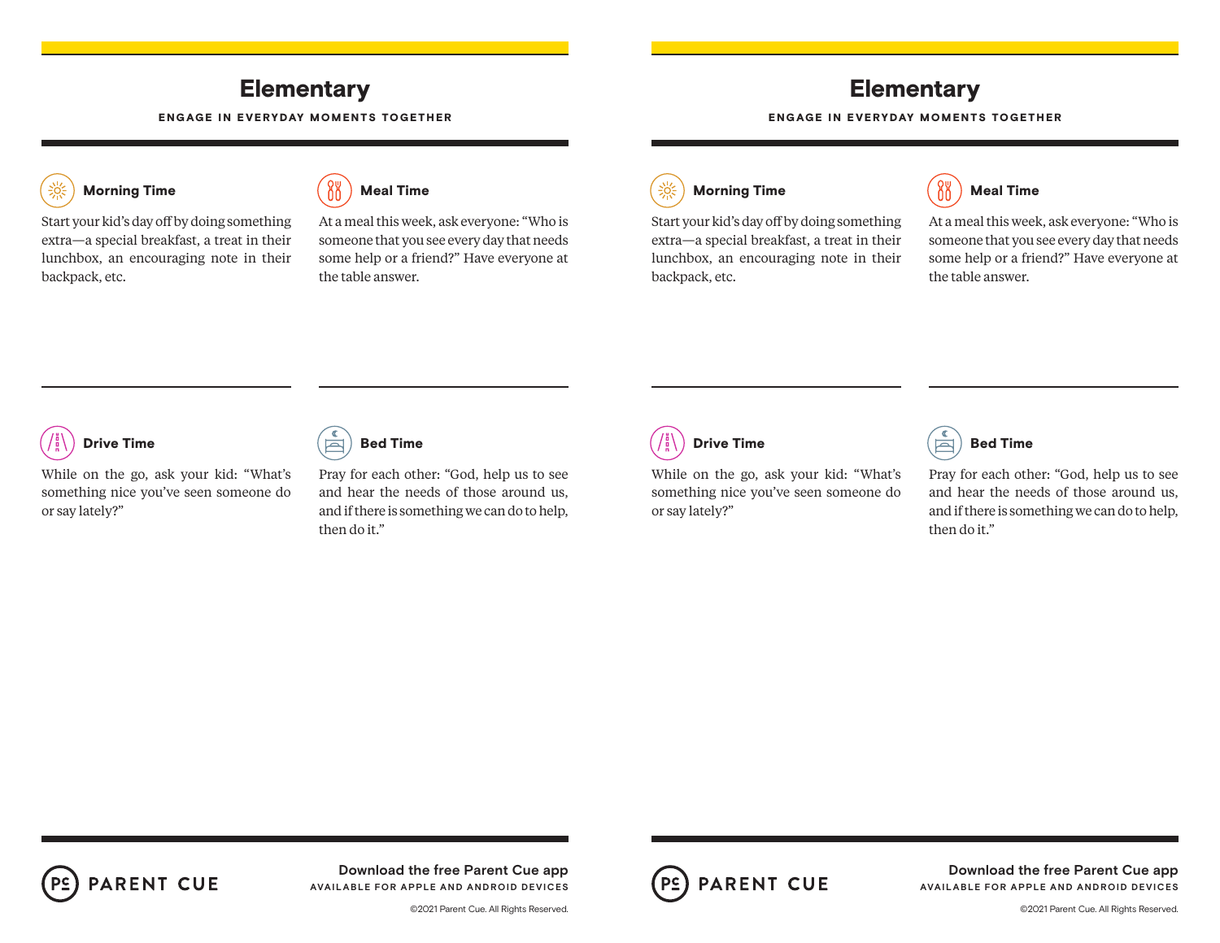# Elementary

ENGAGE IN EVERYDAY MOMENTS TOGETHER

### Morning Time

Start your kid's day off by doing something extra—a special breakfast, a treat in their lunchbox, an encouraging note in their backpack, etc.

### Meal Time

At a meal this week, ask everyone: "Who is someone that you see every day that needs some help or a friend?" Have everyone at the table answer.

### Drive Time

While on the go, ask your kid: "What's something nice you've seen someone do or say lately?"

### Bed Time

Pray for each other: "God, help us to see and hear the needs of those around us, and if there is something we can do to help, then do it."

PARENT CUE

**Download the free Parent Cue app**
AVAILABLE FOR APPLE AND ANDROID DEVICES

©2021 Parent Cue. All Rights Reserved.

# Elementary

ENGAGE IN EVERYDAY MOMENTS TOGETHER

### Morning Time

Start your kid's day off by doing something extra—a special breakfast, a treat in their lunchbox, an encouraging note in their backpack, etc.

### Meal Time

At a meal this week, ask everyone: "Who is someone that you see every day that needs some help or a friend?" Have everyone at the table answer.

### Drive Time

While on the go, ask your kid: "What's something nice you've seen someone do or say lately?"

### Bed Time

Pray for each other: "God, help us to see and hear the needs of those around us, and if there is something we can do to help, then do it."

PARENT CUE

**Download the free Parent Cue app**
AVAILABLE FOR APPLE AND ANDROID DEVICES

©2021 Parent Cue. All Rights Reserved.